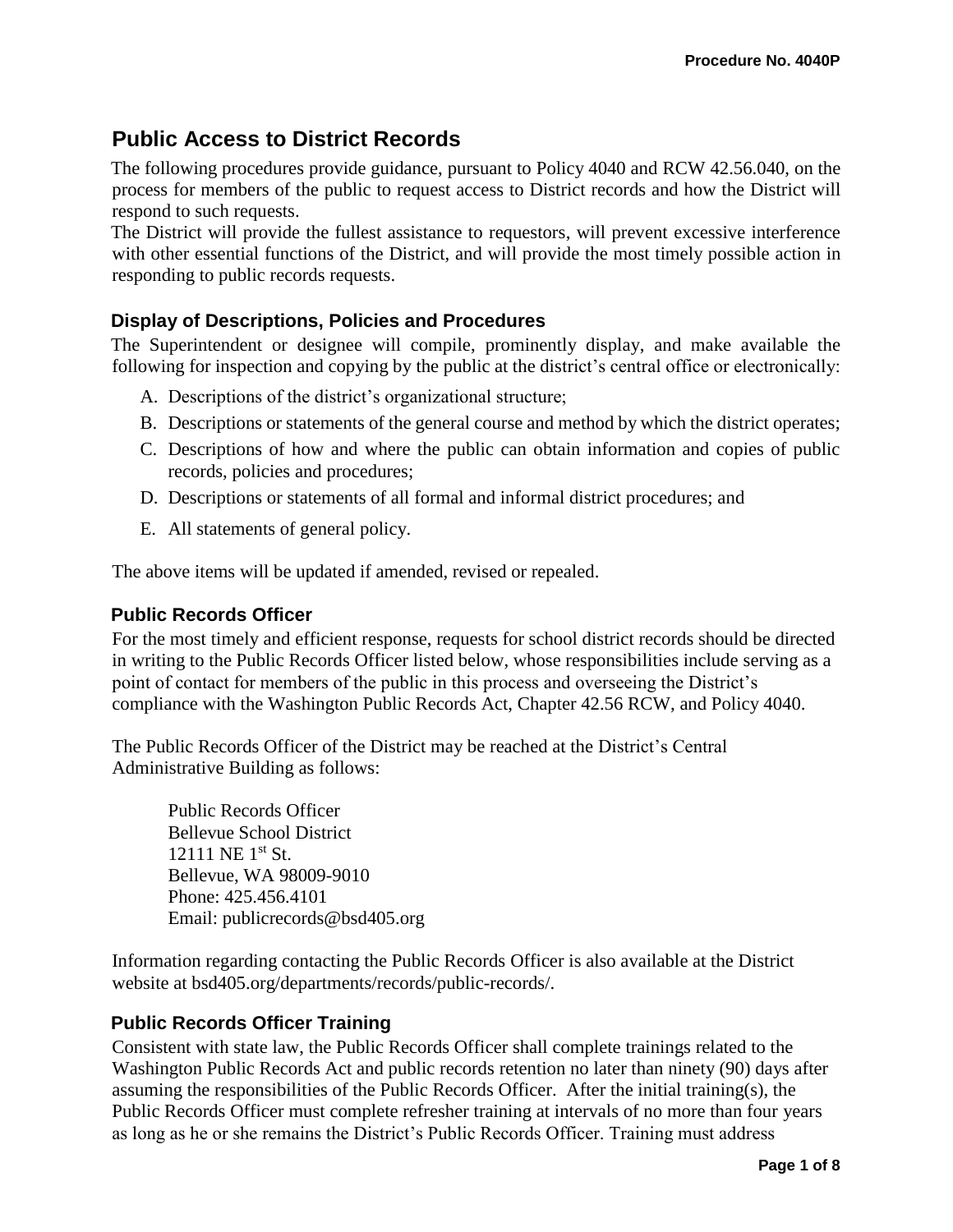# Public Access to District Records

The following procedures provide guidance, pursuant to Policy 4040 and RCW 42.56.040, on the process for members of the public to request access to District records and how the District will respond to such requests.

The District will provide the fullest assistance to requestors, will prevent excessive interference with other essential functions of the District, and will provide the most timely possible action in responding to public records requests.

## Display of Descriptions, Policies and Procedures

The Superintendent or designee will compile, prominently display, and make available the following for inspection and copying by the public at the district's central office or electronically:

A. Descriptions of the district's organizational structure;

B. Descriptions or statements of the general course and method by which the district operates;

C. Descriptions of how and where the public can obtain information and copies of public records, policies and procedures;

D. Descriptions or statements of all formal and informal district procedures; and

E. All statements of general policy.

The above items will be updated if amended, revised or repealed.

## Public Records Officer

For the most timely and efficient response, requests for school district records should be directed in writing to the Public Records Officer listed below, whose responsibilities include serving as a point of contact for members of the public in this process and overseeing the District's compliance with the Washington Public Records Act, Chapter 42.56 RCW, and Policy 4040.

The Public Records Officer of the District may be reached at the District's Central Administrative Building as follows:

> Public Records Officer
> Bellevue School District
> 12111 NE 1st St.
> Bellevue, WA 98009-9010
> Phone: 425.456.4101
> Email: publicrecords@bsd405.org

Information regarding contacting the Public Records Officer is also available at the District website at bsd405.org/departments/records/public-records/.

## Public Records Officer Training

Consistent with state law, the Public Records Officer shall complete trainings related to the Washington Public Records Act and public records retention no later than ninety (90) days after assuming the responsibilities of the Public Records Officer. After the initial training(s), the Public Records Officer must complete refresher training at intervals of no more than four years as long as he or she remains the District's Public Records Officer. Training must address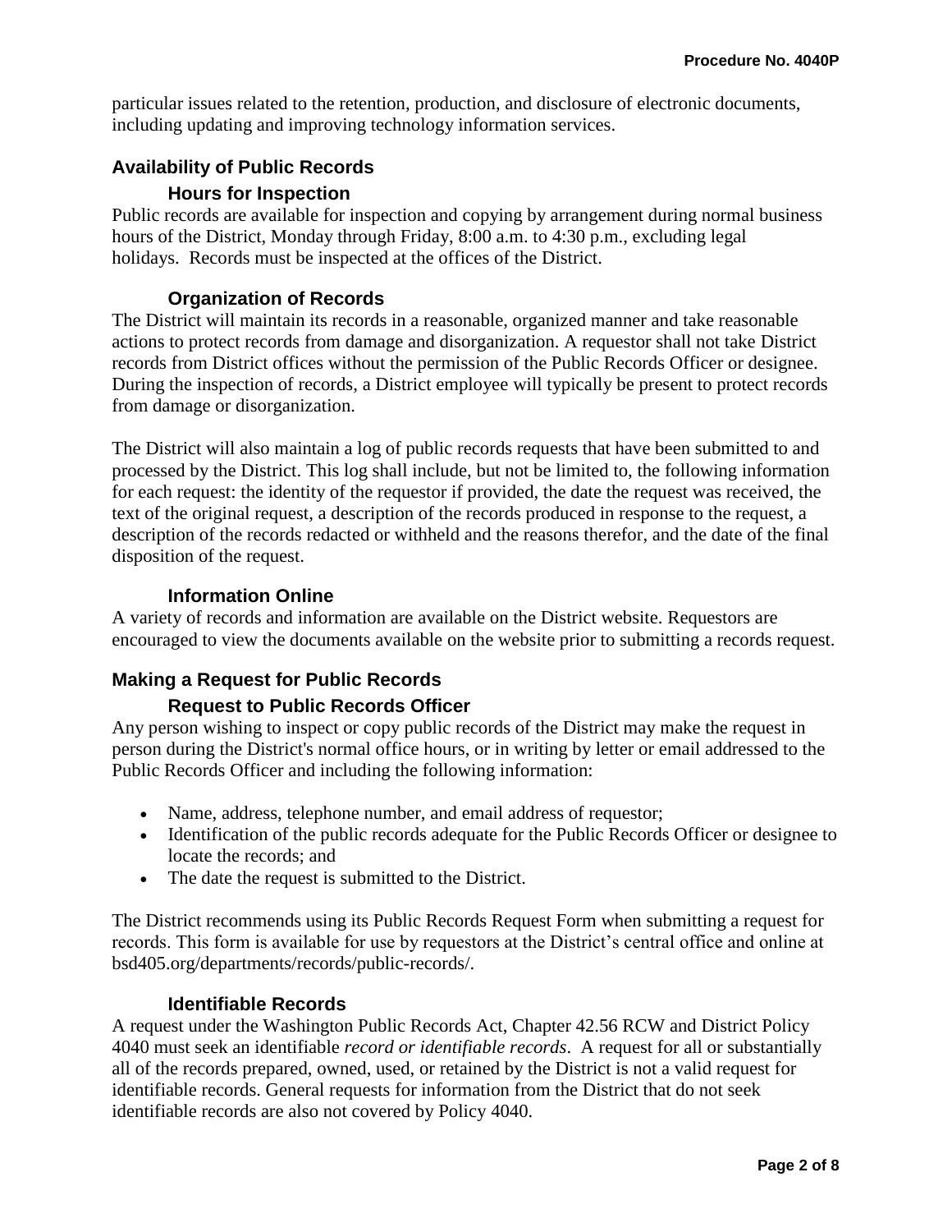particular issues related to the retention, production, and disclosure of electronic documents, including updating and improving technology information services.

## Availability of Public Records

### Hours for Inspection

Public records are available for inspection and copying by arrangement during normal business hours of the District, Monday through Friday, 8:00 a.m. to 4:30 p.m., excluding legal holidays. Records must be inspected at the offices of the District.

### Organization of Records

The District will maintain its records in a reasonable, organized manner and take reasonable actions to protect records from damage and disorganization. A requestor shall not take District records from District offices without the permission of the Public Records Officer or designee. During the inspection of records, a District employee will typically be present to protect records from damage or disorganization.

The District will also maintain a log of public records requests that have been submitted to and processed by the District. This log shall include, but not be limited to, the following information for each request: the identity of the requestor if provided, the date the request was received, the text of the original request, a description of the records produced in response to the request, a description of the records redacted or withheld and the reasons therefor, and the date of the final disposition of the request.

### Information Online

A variety of records and information are available on the District website. Requestors are encouraged to view the documents available on the website prior to submitting a records request.

## Making a Request for Public Records

### Request to Public Records Officer

Any person wishing to inspect or copy public records of the District may make the request in person during the District's normal office hours, or in writing by letter or email addressed to the Public Records Officer and including the following information:

- Name, address, telephone number, and email address of requestor;
- Identification of the public records adequate for the Public Records Officer or designee to locate the records; and
- The date the request is submitted to the District.

The District recommends using its Public Records Request Form when submitting a request for records. This form is available for use by requestors at the District's central office and online at bsd405.org/departments/records/public-records/.

### Identifiable Records

A request under the Washington Public Records Act, Chapter 42.56 RCW and District Policy 4040 must seek an identifiable *record or identifiable records*. A request for all or substantially all of the records prepared, owned, used, or retained by the District is not a valid request for identifiable records. General requests for information from the District that do not seek identifiable records are also not covered by Policy 4040.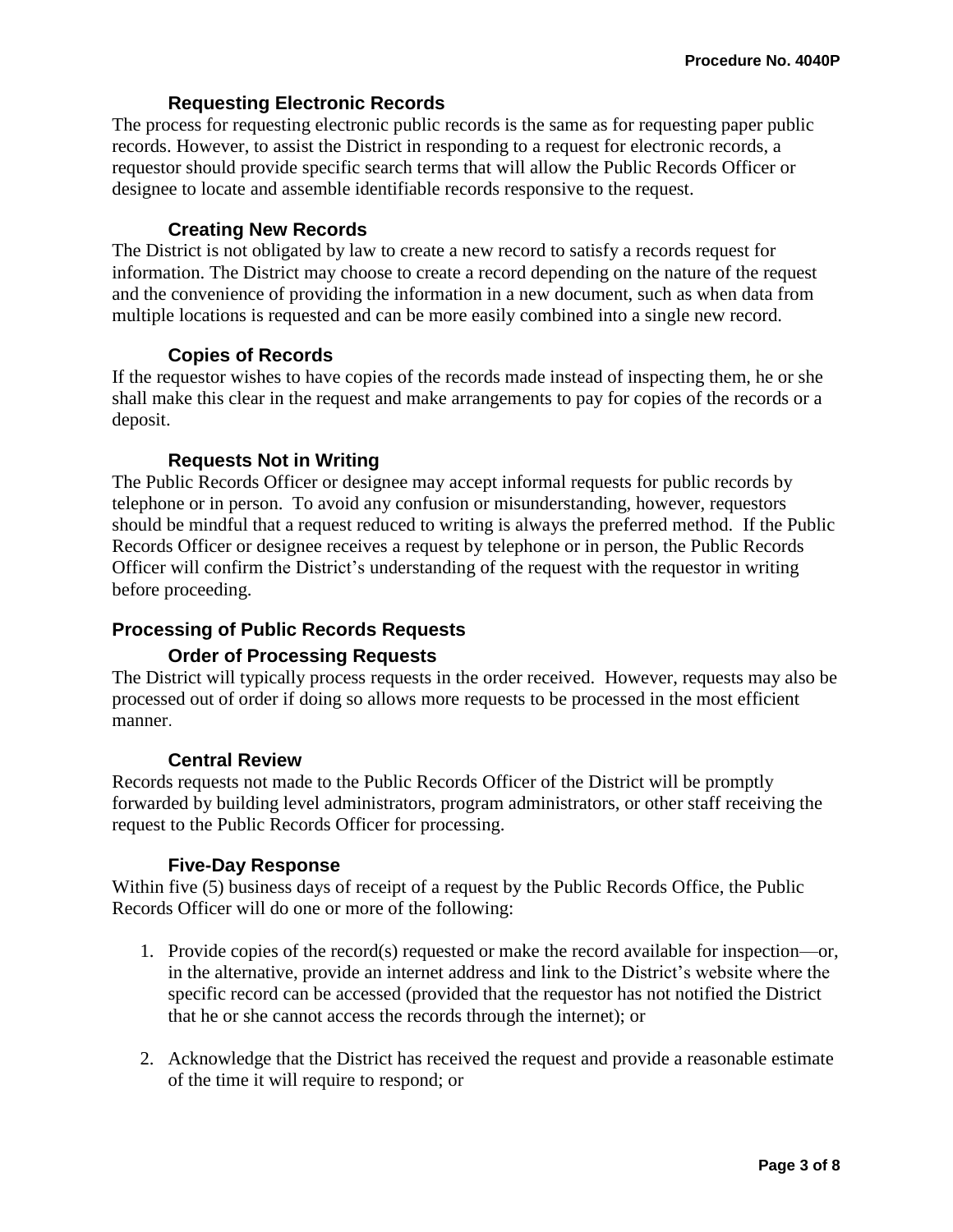### Requesting Electronic Records

The process for requesting electronic public records is the same as for requesting paper public records. However, to assist the District in responding to a request for electronic records, a requestor should provide specific search terms that will allow the Public Records Officer or designee to locate and assemble identifiable records responsive to the request.

### Creating New Records

The District is not obligated by law to create a new record to satisfy a records request for information. The District may choose to create a record depending on the nature of the request and the convenience of providing the information in a new document, such as when data from multiple locations is requested and can be more easily combined into a single new record.

### Copies of Records

If the requestor wishes to have copies of the records made instead of inspecting them, he or she shall make this clear in the request and make arrangements to pay for copies of the records or a deposit.

### Requests Not in Writing

The Public Records Officer or designee may accept informal requests for public records by telephone or in person. To avoid any confusion or misunderstanding, however, requestors should be mindful that a request reduced to writing is always the preferred method. If the Public Records Officer or designee receives a request by telephone or in person, the Public Records Officer will confirm the District's understanding of the request with the requestor in writing before proceeding.

## Processing of Public Records Requests

### Order of Processing Requests

The District will typically process requests in the order received. However, requests may also be processed out of order if doing so allows more requests to be processed in the most efficient manner.

### Central Review

Records requests not made to the Public Records Officer of the District will be promptly forwarded by building level administrators, program administrators, or other staff receiving the request to the Public Records Officer for processing.

### Five-Day Response

Within five (5) business days of receipt of a request by the Public Records Office, the Public Records Officer will do one or more of the following:

1. Provide copies of the record(s) requested or make the record available for inspection—or, in the alternative, provide an internet address and link to the District's website where the specific record can be accessed (provided that the requestor has not notified the District that he or she cannot access the records through the internet); or

2. Acknowledge that the District has received the request and provide a reasonable estimate of the time it will require to respond; or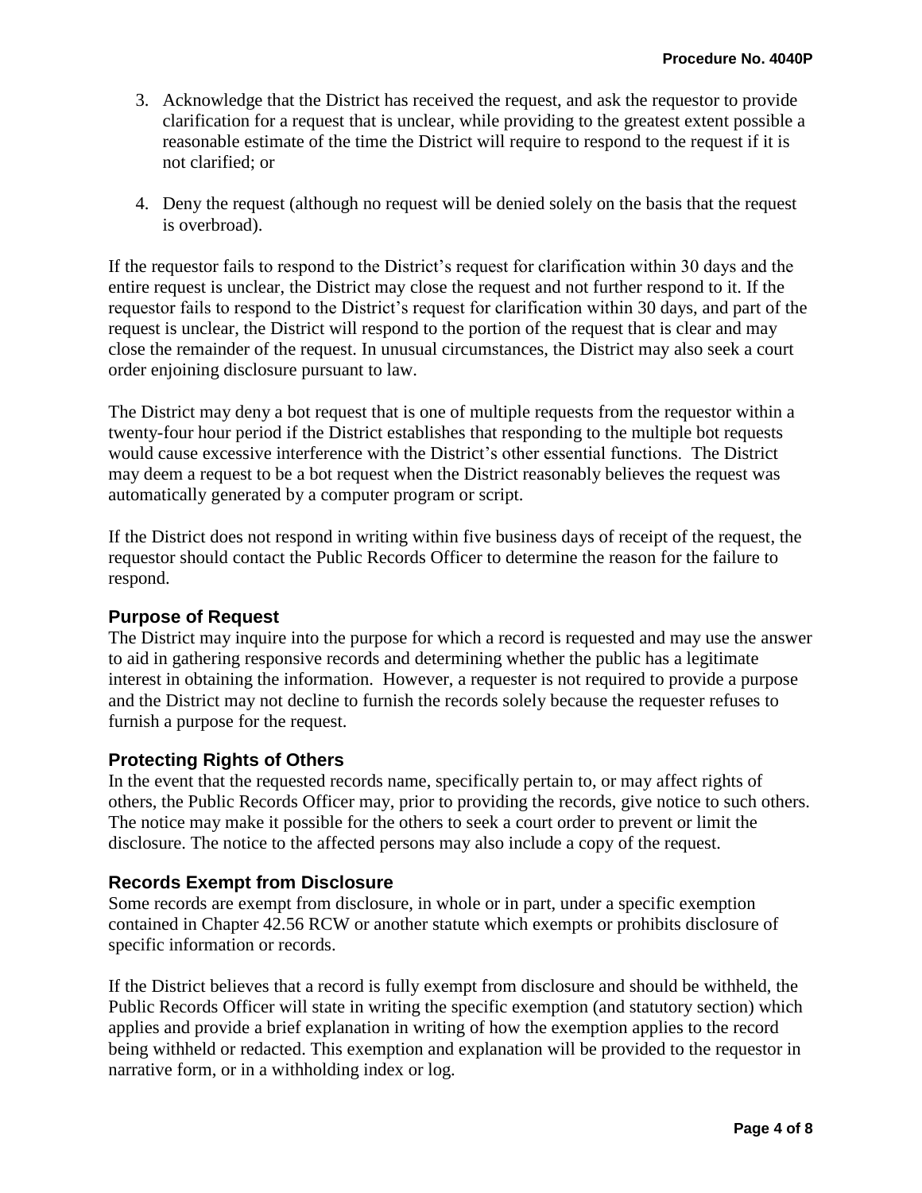3. Acknowledge that the District has received the request, and ask the requestor to provide clarification for a request that is unclear, while providing to the greatest extent possible a reasonable estimate of the time the District will require to respond to the request if it is not clarified; or

4. Deny the request (although no request will be denied solely on the basis that the request is overbroad).

If the requestor fails to respond to the District's request for clarification within 30 days and the entire request is unclear, the District may close the request and not further respond to it. If the requestor fails to respond to the District's request for clarification within 30 days, and part of the request is unclear, the District will respond to the portion of the request that is clear and may close the remainder of the request. In unusual circumstances, the District may also seek a court order enjoining disclosure pursuant to law.

The District may deny a bot request that is one of multiple requests from the requestor within a twenty-four hour period if the District establishes that responding to the multiple bot requests would cause excessive interference with the District's other essential functions. The District may deem a request to be a bot request when the District reasonably believes the request was automatically generated by a computer program or script.

If the District does not respond in writing within five business days of receipt of the request, the requestor should contact the Public Records Officer to determine the reason for the failure to respond.

### Purpose of Request

The District may inquire into the purpose for which a record is requested and may use the answer to aid in gathering responsive records and determining whether the public has a legitimate interest in obtaining the information. However, a requester is not required to provide a purpose and the District may not decline to furnish the records solely because the requester refuses to furnish a purpose for the request.

### Protecting Rights of Others

In the event that the requested records name, specifically pertain to, or may affect rights of others, the Public Records Officer may, prior to providing the records, give notice to such others. The notice may make it possible for the others to seek a court order to prevent or limit the disclosure. The notice to the affected persons may also include a copy of the request.

### Records Exempt from Disclosure

Some records are exempt from disclosure, in whole or in part, under a specific exemption contained in Chapter 42.56 RCW or another statute which exempts or prohibits disclosure of specific information or records.

If the District believes that a record is fully exempt from disclosure and should be withheld, the Public Records Officer will state in writing the specific exemption (and statutory section) which applies and provide a brief explanation in writing of how the exemption applies to the record being withheld or redacted. This exemption and explanation will be provided to the requestor in narrative form, or in a withholding index or log.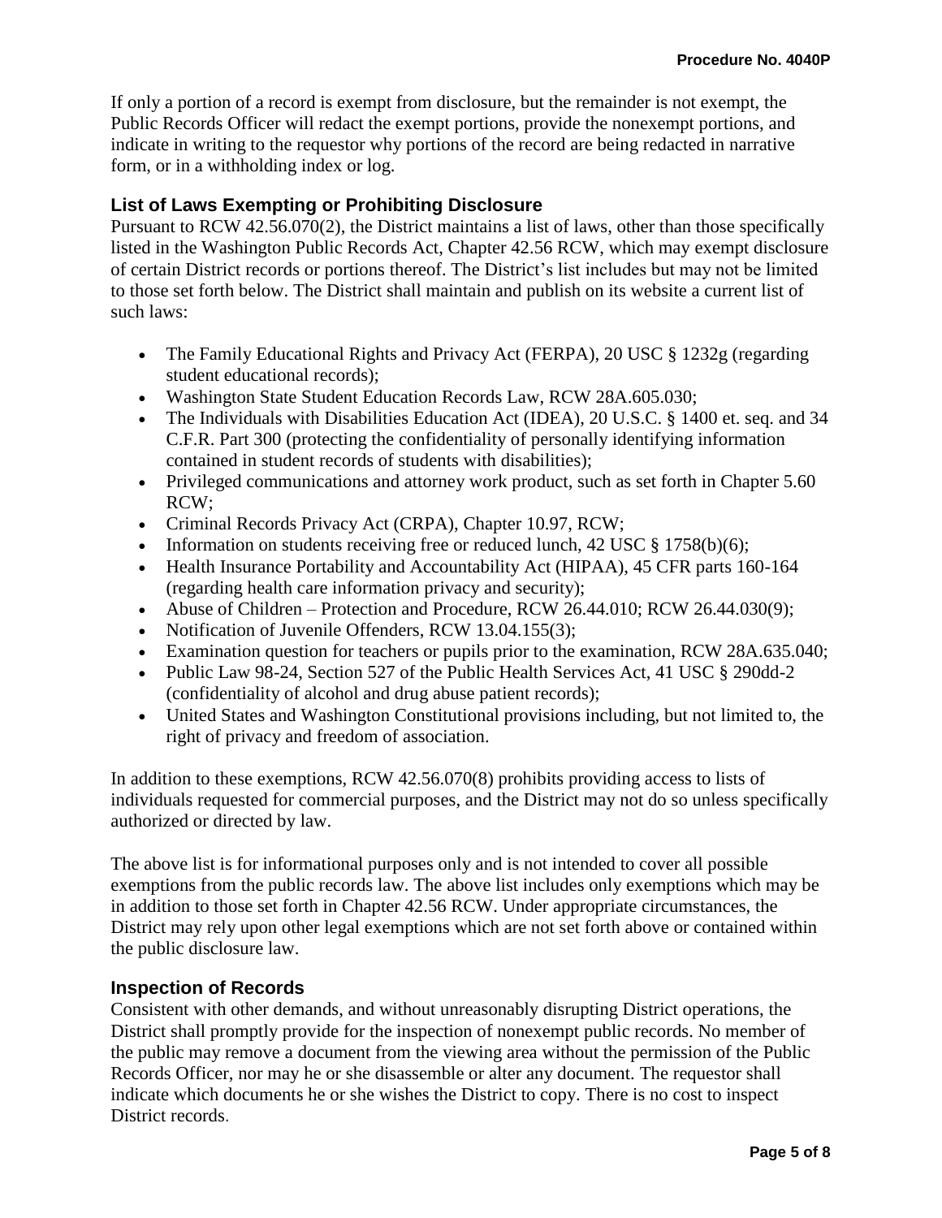If only a portion of a record is exempt from disclosure, but the remainder is not exempt, the Public Records Officer will redact the exempt portions, provide the nonexempt portions, and indicate in writing to the requestor why portions of the record are being redacted in narrative form, or in a withholding index or log.

### List of Laws Exempting or Prohibiting Disclosure

Pursuant to RCW 42.56.070(2), the District maintains a list of laws, other than those specifically listed in the Washington Public Records Act, Chapter 42.56 RCW, which may exempt disclosure of certain District records or portions thereof. The District's list includes but may not be limited to those set forth below. The District shall maintain and publish on its website a current list of such laws:

- The Family Educational Rights and Privacy Act (FERPA), 20 USC § 1232g (regarding student educational records);
- Washington State Student Education Records Law, RCW 28A.605.030;
- The Individuals with Disabilities Education Act (IDEA), 20 U.S.C. § 1400 et. seq. and 34 C.F.R. Part 300 (protecting the confidentiality of personally identifying information contained in student records of students with disabilities);
- Privileged communications and attorney work product, such as set forth in Chapter 5.60 RCW;
- Criminal Records Privacy Act (CRPA), Chapter 10.97, RCW;
- Information on students receiving free or reduced lunch, 42 USC § 1758(b)(6);
- Health Insurance Portability and Accountability Act (HIPAA), 45 CFR parts 160-164 (regarding health care information privacy and security);
- Abuse of Children – Protection and Procedure, RCW 26.44.010; RCW 26.44.030(9);
- Notification of Juvenile Offenders, RCW 13.04.155(3);
- Examination question for teachers or pupils prior to the examination, RCW 28A.635.040;
- Public Law 98-24, Section 527 of the Public Health Services Act, 41 USC § 290dd-2 (confidentiality of alcohol and drug abuse patient records);
- United States and Washington Constitutional provisions including, but not limited to, the right of privacy and freedom of association.

In addition to these exemptions, RCW 42.56.070(8) prohibits providing access to lists of individuals requested for commercial purposes, and the District may not do so unless specifically authorized or directed by law.

The above list is for informational purposes only and is not intended to cover all possible exemptions from the public records law. The above list includes only exemptions which may be in addition to those set forth in Chapter 42.56 RCW. Under appropriate circumstances, the District may rely upon other legal exemptions which are not set forth above or contained within the public disclosure law.

### Inspection of Records

Consistent with other demands, and without unreasonably disrupting District operations, the District shall promptly provide for the inspection of nonexempt public records. No member of the public may remove a document from the viewing area without the permission of the Public Records Officer, nor may he or she disassemble or alter any document. The requestor shall indicate which documents he or she wishes the District to copy. There is no cost to inspect District records.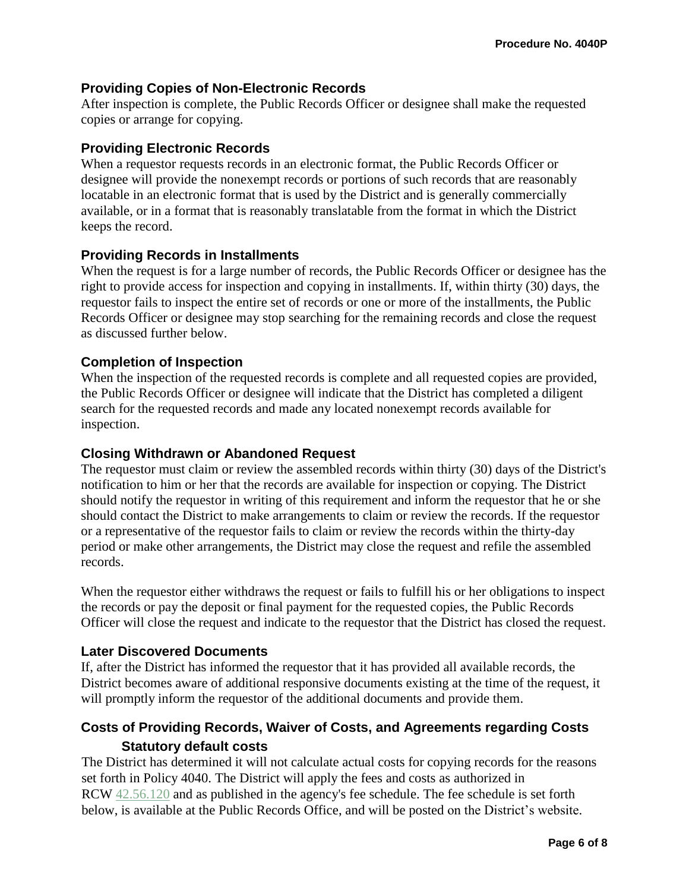### Providing Copies of Non-Electronic Records

After inspection is complete, the Public Records Officer or designee shall make the requested copies or arrange for copying.

### Providing Electronic Records

When a requestor requests records in an electronic format, the Public Records Officer or designee will provide the nonexempt records or portions of such records that are reasonably locatable in an electronic format that is used by the District and is generally commercially available, or in a format that is reasonably translatable from the format in which the District keeps the record.

### Providing Records in Installments

When the request is for a large number of records, the Public Records Officer or designee has the right to provide access for inspection and copying in installments. If, within thirty (30) days, the requestor fails to inspect the entire set of records or one or more of the installments, the Public Records Officer or designee may stop searching for the remaining records and close the request as discussed further below.

### Completion of Inspection

When the inspection of the requested records is complete and all requested copies are provided, the Public Records Officer or designee will indicate that the District has completed a diligent search for the requested records and made any located nonexempt records available for inspection.

### Closing Withdrawn or Abandoned Request

The requestor must claim or review the assembled records within thirty (30) days of the District's notification to him or her that the records are available for inspection or copying. The District should notify the requestor in writing of this requirement and inform the requestor that he or she should contact the District to make arrangements to claim or review the records. If the requestor or a representative of the requestor fails to claim or review the records within the thirty-day period or make other arrangements, the District may close the request and refile the assembled records.

When the requestor either withdraws the request or fails to fulfill his or her obligations to inspect the records or pay the deposit or final payment for the requested copies, the Public Records Officer will close the request and indicate to the requestor that the District has closed the request.

### Later Discovered Documents

If, after the District has informed the requestor that it has provided all available records, the District becomes aware of additional responsive documents existing at the time of the request, it will promptly inform the requestor of the additional documents and provide them.

### Costs of Providing Records, Waiver of Costs, and Agreements regarding Costs

#### Statutory default costs

The District has determined it will not calculate actual costs for copying records for the reasons set forth in Policy 4040. The District will apply the fees and costs as authorized in RCW 42.56.120 and as published in the agency's fee schedule. The fee schedule is set forth below, is available at the Public Records Office, and will be posted on the District's website.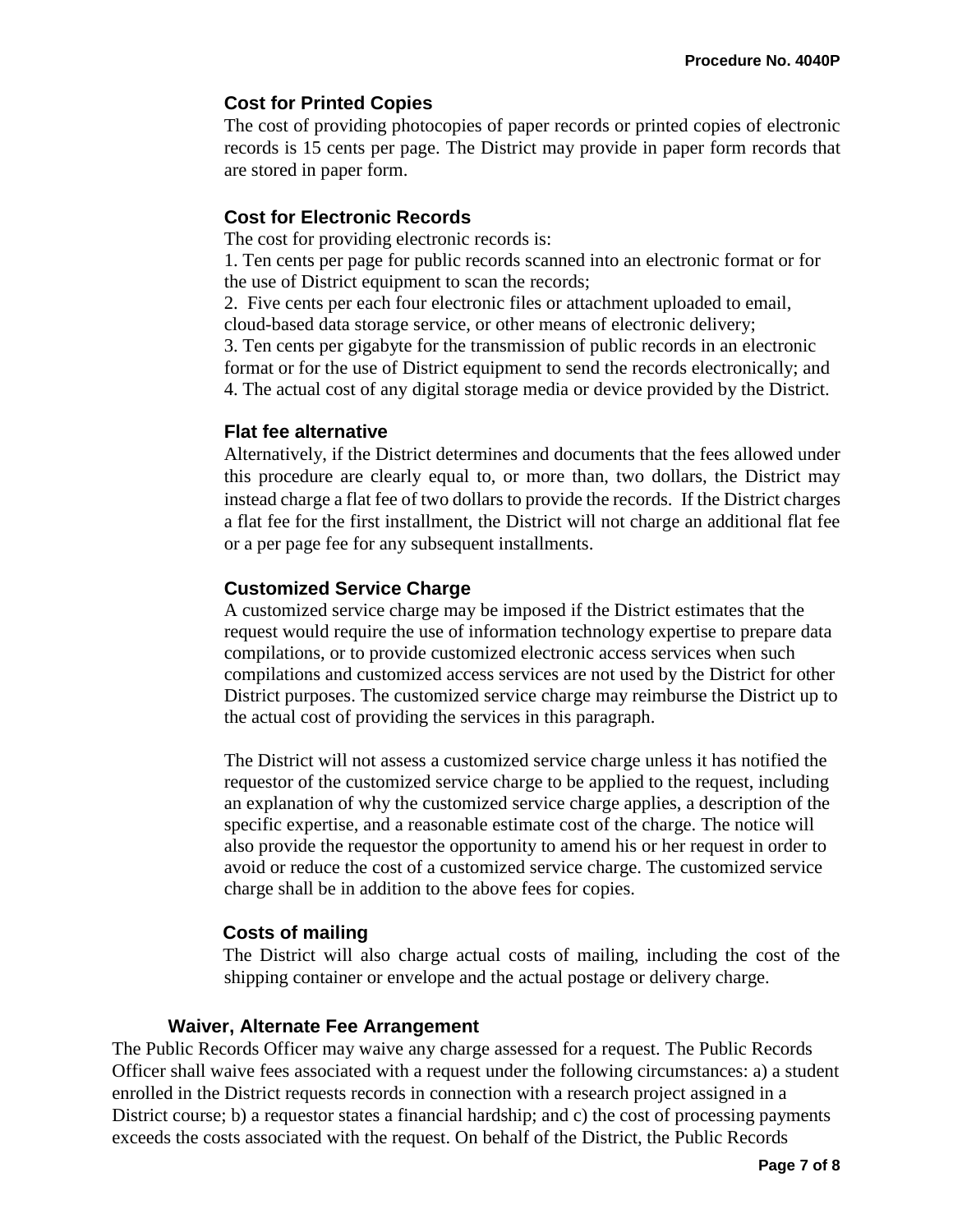### Cost for Printed Copies

The cost of providing photocopies of paper records or printed copies of electronic records is 15 cents per page. The District may provide in paper form records that are stored in paper form.

### Cost for Electronic Records

The cost for providing electronic records is:

1. Ten cents per page for public records scanned into an electronic format or for the use of District equipment to scan the records;
2. Five cents per each four electronic files or attachment uploaded to email, cloud-based data storage service, or other means of electronic delivery;
3. Ten cents per gigabyte for the transmission of public records in an electronic format or for the use of District equipment to send the records electronically; and
4. The actual cost of any digital storage media or device provided by the District.

### Flat fee alternative

Alternatively, if the District determines and documents that the fees allowed under this procedure are clearly equal to, or more than, two dollars, the District may instead charge a flat fee of two dollars to provide the records. If the District charges a flat fee for the first installment, the District will not charge an additional flat fee or a per page fee for any subsequent installments.

### Customized Service Charge

A customized service charge may be imposed if the District estimates that the request would require the use of information technology expertise to prepare data compilations, or to provide customized electronic access services when such compilations and customized access services are not used by the District for other District purposes. The customized service charge may reimburse the District up to the actual cost of providing the services in this paragraph.

The District will not assess a customized service charge unless it has notified the requestor of the customized service charge to be applied to the request, including an explanation of why the customized service charge applies, a description of the specific expertise, and a reasonable estimate cost of the charge. The notice will also provide the requestor the opportunity to amend his or her request in order to avoid or reduce the cost of a customized service charge. The customized service charge shall be in addition to the above fees for copies.

### Costs of mailing

The District will also charge actual costs of mailing, including the cost of the shipping container or envelope and the actual postage or delivery charge.

## Waiver, Alternate Fee Arrangement

The Public Records Officer may waive any charge assessed for a request. The Public Records Officer shall waive fees associated with a request under the following circumstances: a) a student enrolled in the District requests records in connection with a research project assigned in a District course; b) a requestor states a financial hardship; and c) the cost of processing payments exceeds the costs associated with the request. On behalf of the District, the Public Records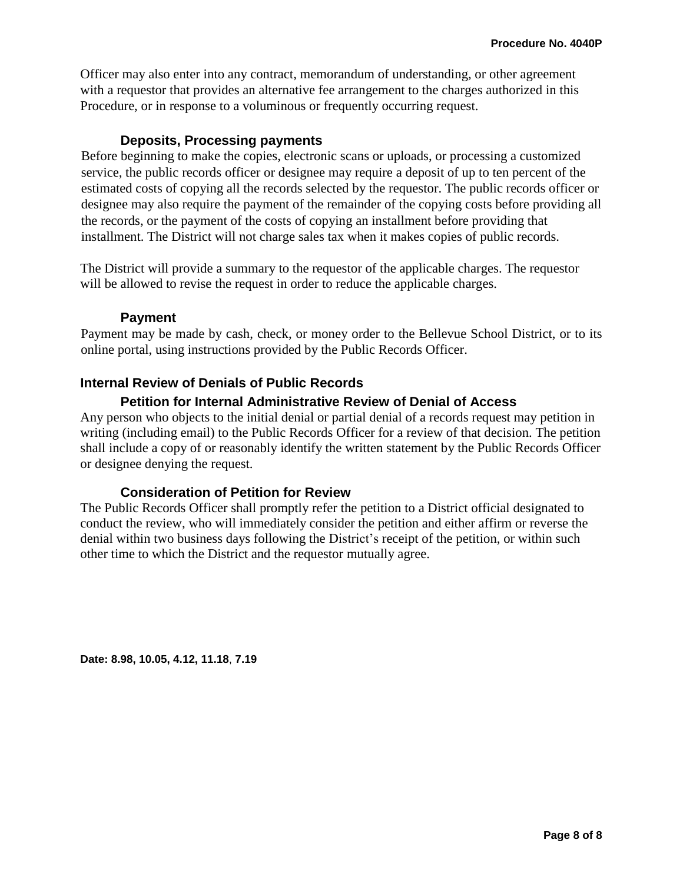Officer may also enter into any contract, memorandum of understanding, or other agreement with a requestor that provides an alternative fee arrangement to the charges authorized in this Procedure, or in response to a voluminous or frequently occurring request.

#### Deposits, Processing payments

Before beginning to make the copies, electronic scans or uploads, or processing a customized service, the public records officer or designee may require a deposit of up to ten percent of the estimated costs of copying all the records selected by the requestor. The public records officer or designee may also require the payment of the remainder of the copying costs before providing all the records, or the payment of the costs of copying an installment before providing that installment. The District will not charge sales tax when it makes copies of public records.

The District will provide a summary to the requestor of the applicable charges. The requestor will be allowed to revise the request in order to reduce the applicable charges.

#### Payment

Payment may be made by cash, check, or money order to the Bellevue School District, or to its online portal, using instructions provided by the Public Records Officer.

### Internal Review of Denials of Public Records

#### Petition for Internal Administrative Review of Denial of Access

Any person who objects to the initial denial or partial denial of a records request may petition in writing (including email) to the Public Records Officer for a review of that decision. The petition shall include a copy of or reasonably identify the written statement by the Public Records Officer or designee denying the request.

#### Consideration of Petition for Review

The Public Records Officer shall promptly refer the petition to a District official designated to conduct the review, who will immediately consider the petition and either affirm or reverse the denial within two business days following the District's receipt of the petition, or within such other time to which the District and the requestor mutually agree.

**Date: 8.98, 10.05, 4.12, 11.18, 7.19**